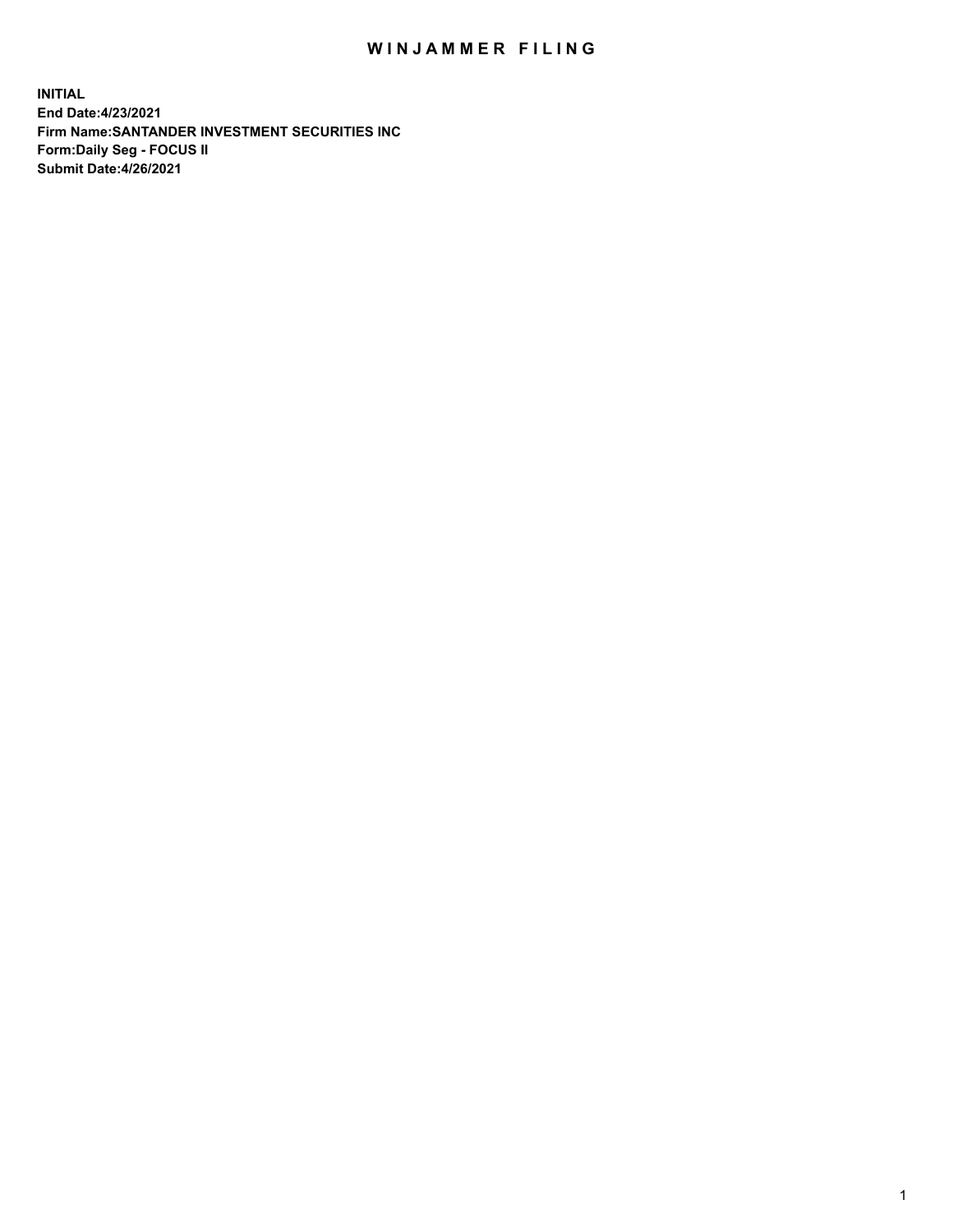# WINJAMMER FILING

**INITIAL**
**End Date:4/23/2021**
**Firm Name:SANTANDER INVESTMENT SECURITIES INC**
**Form:Daily Seg - FOCUS II**
**Submit Date:4/26/2021**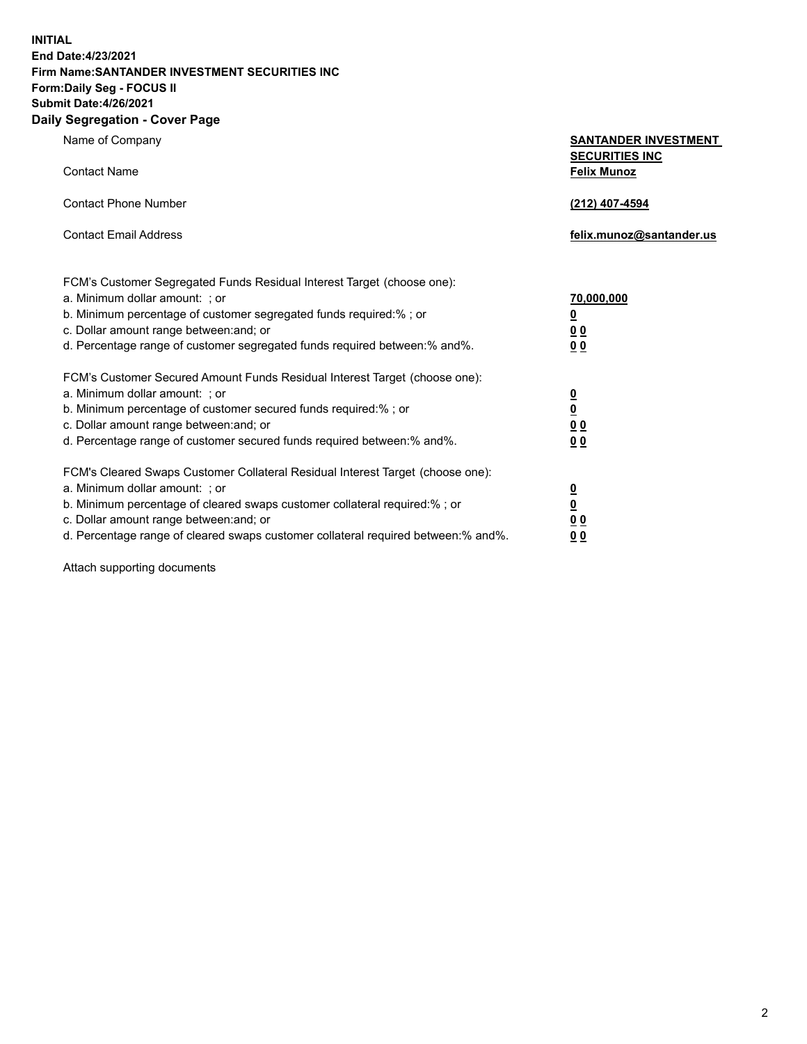**INITIAL**
**End Date:4/23/2021**
**Firm Name:SANTANDER INVESTMENT SECURITIES INC**
**Form:Daily Seg - FOCUS II**
**Submit Date:4/26/2021**

## Daily Segregation - Cover Page

| | |
|---|---|
| Name of Company | **SANTANDER INVESTMENT SECURITIES INC** |
| Contact Name | **Felix Munoz** |
| Contact Phone Number | **(212) 407-4594** |
| Contact Email Address | **felix.munoz@santander.us** |

FCM's Customer Segregated Funds Residual Interest Target (choose one):

| | |
|---|---|
| a. Minimum dollar amount: ; or | **70,000,000** |
| b. Minimum percentage of customer segregated funds required:% ; or | **0** |
| c. Dollar amount range between:and; or | **0 0** |
| d. Percentage range of customer segregated funds required between:% and%. | **0 0** |

FCM's Customer Secured Amount Funds Residual Interest Target (choose one):

| | |
|---|---|
| a. Minimum dollar amount: ; or | **0** |
| b. Minimum percentage of customer secured funds required:% ; or | **0** |
| c. Dollar amount range between:and; or | **0 0** |
| d. Percentage range of customer secured funds required between:% and%. | **0 0** |

FCM's Cleared Swaps Customer Collateral Residual Interest Target (choose one):

| | |
|---|---|
| a. Minimum dollar amount: ; or | **0** |
| b. Minimum percentage of cleared swaps customer collateral required:% ; or | **0** |
| c. Dollar amount range between:and; or | **0 0** |
| d. Percentage range of cleared swaps customer collateral required between:% and%. | **0 0** |

Attach supporting documents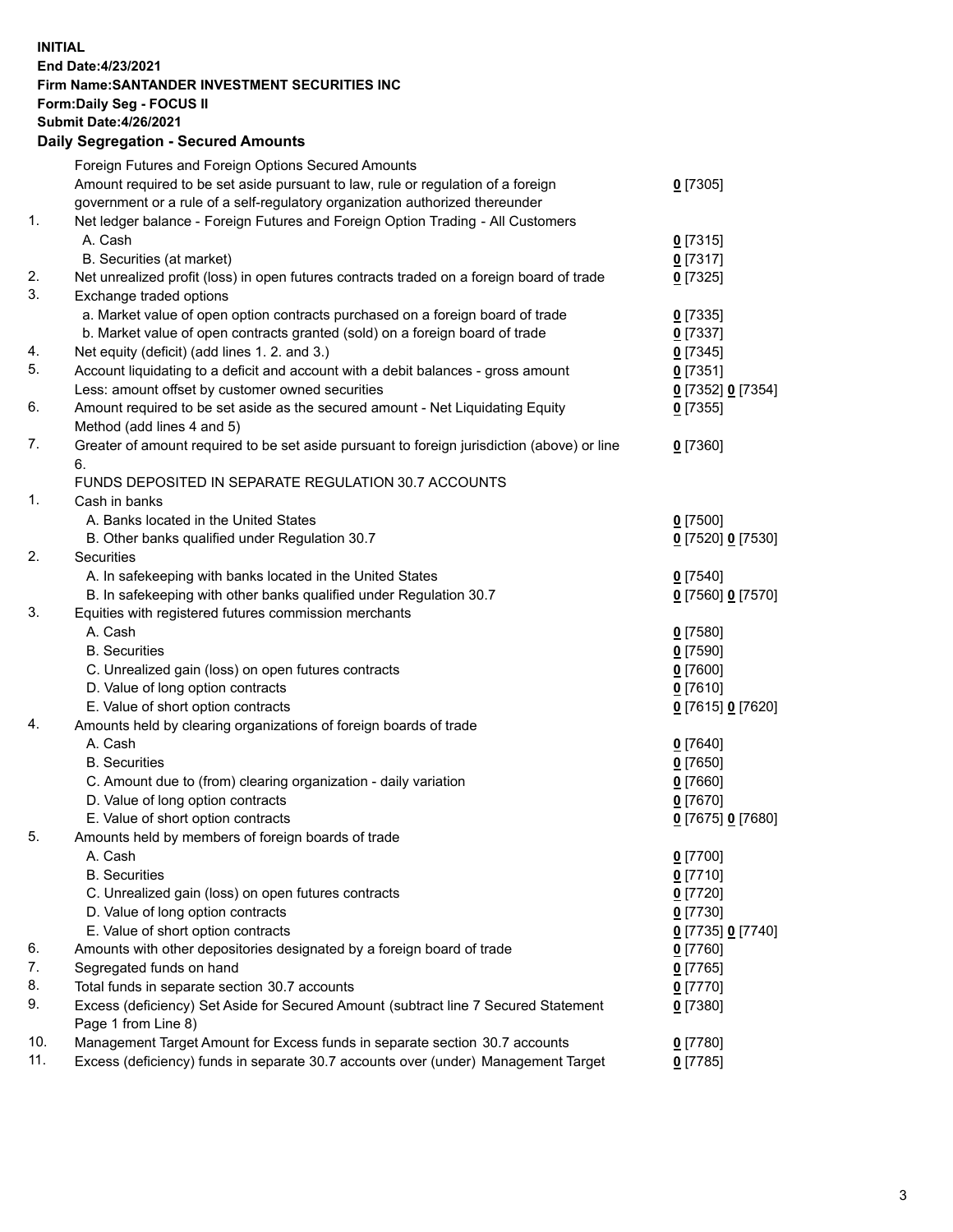**INITIAL**
**End Date:4/23/2021**
**Firm Name:SANTANDER INVESTMENT SECURITIES INC**
**Form:Daily Seg - FOCUS II**
**Submit Date:4/26/2021**

## Daily Segregation - Secured Amounts

| | | |
|---|---|---|
| | Foreign Futures and Foreign Options Secured Amounts | |
| | Amount required to be set aside pursuant to law, rule or regulation of a foreign government or a rule of a self-regulatory organization authorized thereunder | 0 [7305] |
| 1. | Net ledger balance - Foreign Futures and Foreign Option Trading - All Customers | |
| | A. Cash | 0 [7315] |
| | B. Securities (at market) | 0 [7317] |
| 2. | Net unrealized profit (loss) in open futures contracts traded on a foreign board of trade | 0 [7325] |
| 3. | Exchange traded options | |
| | a. Market value of open option contracts purchased on a foreign board of trade | 0 [7335] |
| | b. Market value of open contracts granted (sold) on a foreign board of trade | 0 [7337] |
| 4. | Net equity (deficit) (add lines 1. 2. and 3.) | 0 [7345] |
| 5. | Account liquidating to a deficit and account with a debit balances - gross amount | 0 [7351] |
| | Less: amount offset by customer owned securities | 0 [7352] 0 [7354] |
| 6. | Amount required to be set aside as the secured amount - Net Liquidating Equity Method (add lines 4 and 5) | 0 [7355] |
| 7. | Greater of amount required to be set aside pursuant to foreign jurisdiction (above) or line 6. | 0 [7360] |
| | FUNDS DEPOSITED IN SEPARATE REGULATION 30.7 ACCOUNTS | |
| 1. | Cash in banks | |
| | A. Banks located in the United States | 0 [7500] |
| | B. Other banks qualified under Regulation 30.7 | 0 [7520] 0 [7530] |
| 2. | Securities | |
| | A. In safekeeping with banks located in the United States | 0 [7540] |
| | B. In safekeeping with other banks qualified under Regulation 30.7 | 0 [7560] 0 [7570] |
| 3. | Equities with registered futures commission merchants | |
| | A. Cash | 0 [7580] |
| | B. Securities | 0 [7590] |
| | C. Unrealized gain (loss) on open futures contracts | 0 [7600] |
| | D. Value of long option contracts | 0 [7610] |
| | E. Value of short option contracts | 0 [7615] 0 [7620] |
| 4. | Amounts held by clearing organizations of foreign boards of trade | |
| | A. Cash | 0 [7640] |
| | B. Securities | 0 [7650] |
| | C. Amount due to (from) clearing organization - daily variation | 0 [7660] |
| | D. Value of long option contracts | 0 [7670] |
| | E. Value of short option contracts | 0 [7675] 0 [7680] |
| 5. | Amounts held by members of foreign boards of trade | |
| | A. Cash | 0 [7700] |
| | B. Securities | 0 [7710] |
| | C. Unrealized gain (loss) on open futures contracts | 0 [7720] |
| | D. Value of long option contracts | 0 [7730] |
| | E. Value of short option contracts | 0 [7735] 0 [7740] |
| 6. | Amounts with other depositories designated by a foreign board of trade | 0 [7760] |
| 7. | Segregated funds on hand | 0 [7765] |
| 8. | Total funds in separate section 30.7 accounts | 0 [7770] |
| 9. | Excess (deficiency) Set Aside for Secured Amount (subtract line 7 Secured Statement Page 1 from Line 8) | 0 [7380] |
| 10. | Management Target Amount for Excess funds in separate section 30.7 accounts | 0 [7780] |
| 11. | Excess (deficiency) funds in separate 30.7 accounts over (under) Management Target | 0 [7785] |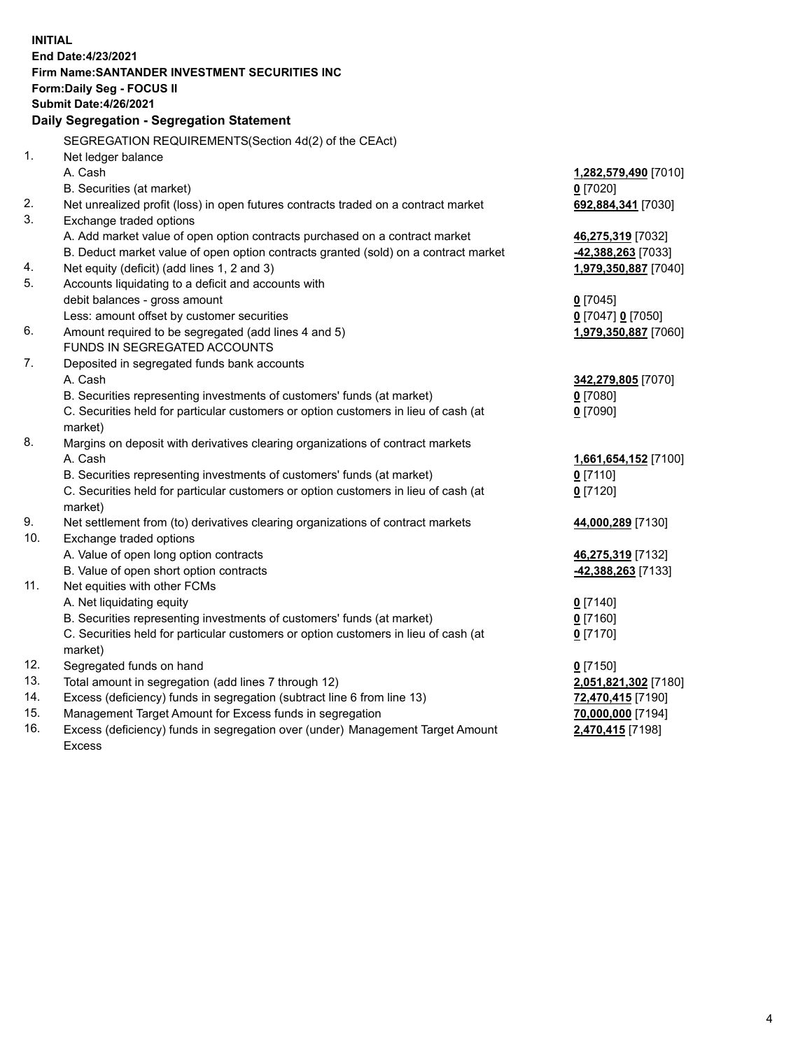**INITIAL**
**End Date:4/23/2021**
**Firm Name:SANTANDER INVESTMENT SECURITIES INC**
**Form:Daily Seg - FOCUS II**
**Submit Date:4/26/2021**

### Daily Segregation - Segregation Statement

| | | |
|---|---|---|
| | SEGREGATION REQUIREMENTS(Section 4d(2) of the CEAct) | |
| 1. | Net ledger balance | |
| | A. Cash | **1,282,579,490** [7010] |
| | B. Securities (at market) | **0** [7020] |
| 2. | Net unrealized profit (loss) in open futures contracts traded on a contract market | **692,884,341** [7030] |
| 3. | Exchange traded options | |
| | A. Add market value of open option contracts purchased on a contract market | **46,275,319** [7032] |
| | B. Deduct market value of open option contracts granted (sold) on a contract market | **-42,388,263** [7033] |
| 4. | Net equity (deficit) (add lines 1, 2 and 3) | **1,979,350,887** [7040] |
| 5. | Accounts liquidating to a deficit and accounts with debit balances - gross amount | **0** [7045] |
| | Less: amount offset by customer securities | **0** [7047] **0** [7050] |
| 6. | Amount required to be segregated (add lines 4 and 5) | **1,979,350,887** [7060] |
| | FUNDS IN SEGREGATED ACCOUNTS | |
| 7. | Deposited in segregated funds bank accounts | |
| | A. Cash | **342,279,805** [7070] |
| | B. Securities representing investments of customers' funds (at market) | **0** [7080] |
| | C. Securities held for particular customers or option customers in lieu of cash (at market) | **0** [7090] |
| 8. | Margins on deposit with derivatives clearing organizations of contract markets | |
| | A. Cash | **1,661,654,152** [7100] |
| | B. Securities representing investments of customers' funds (at market) | **0** [7110] |
| | C. Securities held for particular customers or option customers in lieu of cash (at market) | **0** [7120] |
| 9. | Net settlement from (to) derivatives clearing organizations of contract markets | **44,000,289** [7130] |
| 10. | Exchange traded options | |
| | A. Value of open long option contracts | **46,275,319** [7132] |
| | B. Value of open short option contracts | **-42,388,263** [7133] |
| 11. | Net equities with other FCMs | |
| | A. Net liquidating equity | **0** [7140] |
| | B. Securities representing investments of customers' funds (at market) | **0** [7160] |
| | C. Securities held for particular customers or option customers in lieu of cash (at market) | **0** [7170] |
| 12. | Segregated funds on hand | **0** [7150] |
| 13. | Total amount in segregation (add lines 7 through 12) | **2,051,821,302** [7180] |
| 14. | Excess (deficiency) funds in segregation (subtract line 6 from line 13) | **72,470,415** [7190] |
| 15. | Management Target Amount for Excess funds in segregation | **70,000,000** [7194] |
| 16. | Excess (deficiency) funds in segregation over (under) Management Target Amount Excess | **2,470,415** [7198] |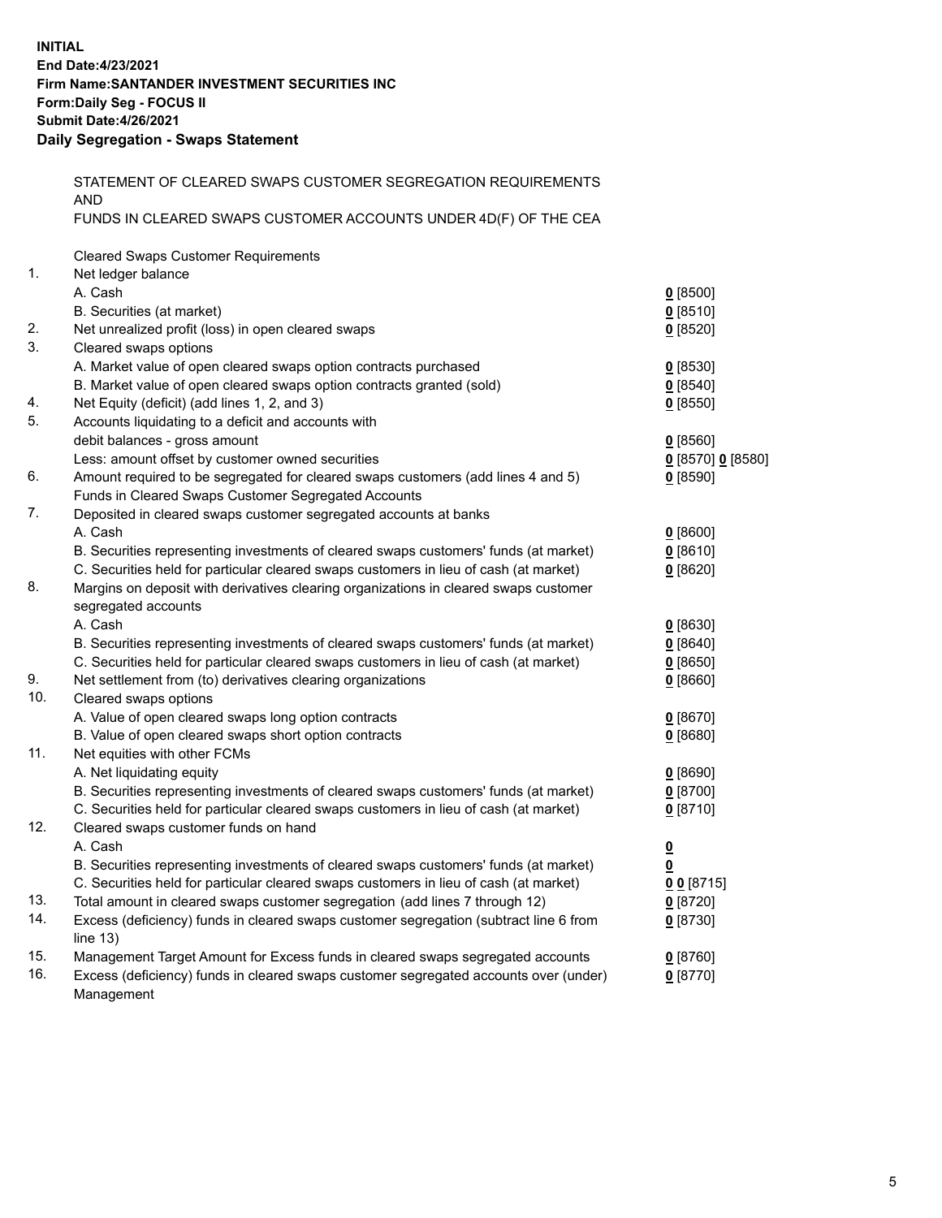**INITIAL**
**End Date:4/23/2021**
**Firm Name:SANTANDER INVESTMENT SECURITIES INC**
**Form:Daily Seg - FOCUS II**
**Submit Date:4/26/2021**
**Daily Segregation - Swaps Statement**

STATEMENT OF CLEARED SWAPS CUSTOMER SEGREGATION REQUIREMENTS AND FUNDS IN CLEARED SWAPS CUSTOMER ACCOUNTS UNDER 4D(F) OF THE CEA

| | | |
|---|---|---|
| | Cleared Swaps Customer Requirements | |
| 1. | Net ledger balance | |
| | A. Cash | 0 [8500] |
| | B. Securities (at market) | 0 [8510] |
| 2. | Net unrealized profit (loss) in open cleared swaps | 0 [8520] |
| 3. | Cleared swaps options | |
| | A. Market value of open cleared swaps option contracts purchased | 0 [8530] |
| | B. Market value of open cleared swaps option contracts granted (sold) | 0 [8540] |
| 4. | Net Equity (deficit) (add lines 1, 2, and 3) | 0 [8550] |
| 5. | Accounts liquidating to a deficit and accounts with | |
| | debit balances - gross amount | 0 [8560] |
| | Less: amount offset by customer owned securities | 0 [8570] 0 [8580] |
| 6. | Amount required to be segregated for cleared swaps customers (add lines 4 and 5) | 0 [8590] |
| | Funds in Cleared Swaps Customer Segregated Accounts | |
| 7. | Deposited in cleared swaps customer segregated accounts at banks | |
| | A. Cash | 0 [8600] |
| | B. Securities representing investments of cleared swaps customers' funds (at market) | 0 [8610] |
| | C. Securities held for particular cleared swaps customers in lieu of cash (at market) | 0 [8620] |
| 8. | Margins on deposit with derivatives clearing organizations in cleared swaps customer segregated accounts | |
| | A. Cash | 0 [8630] |
| | B. Securities representing investments of cleared swaps customers' funds (at market) | 0 [8640] |
| | C. Securities held for particular cleared swaps customers in lieu of cash (at market) | 0 [8650] |
| 9. | Net settlement from (to) derivatives clearing organizations | 0 [8660] |
| 10. | Cleared swaps options | |
| | A. Value of open cleared swaps long option contracts | 0 [8670] |
| | B. Value of open cleared swaps short option contracts | 0 [8680] |
| 11. | Net equities with other FCMs | |
| | A. Net liquidating equity | 0 [8690] |
| | B. Securities representing investments of cleared swaps customers' funds (at market) | 0 [8700] |
| | C. Securities held for particular cleared swaps customers in lieu of cash (at market) | 0 [8710] |
| 12. | Cleared swaps customer funds on hand | |
| | A. Cash | 0 |
| | B. Securities representing investments of cleared swaps customers' funds (at market) | 0 |
| | C. Securities held for particular cleared swaps customers in lieu of cash (at market) | 0 0 [8715] |
| 13. | Total amount in cleared swaps customer segregation (add lines 7 through 12) | 0 [8720] |
| 14. | Excess (deficiency) funds in cleared swaps customer segregation (subtract line 6 from line 13) | 0 [8730] |
| 15. | Management Target Amount for Excess funds in cleared swaps segregated accounts | 0 [8760] |
| 16. | Excess (deficiency) funds in cleared swaps customer segregated accounts over (under) Management | 0 [8770] |